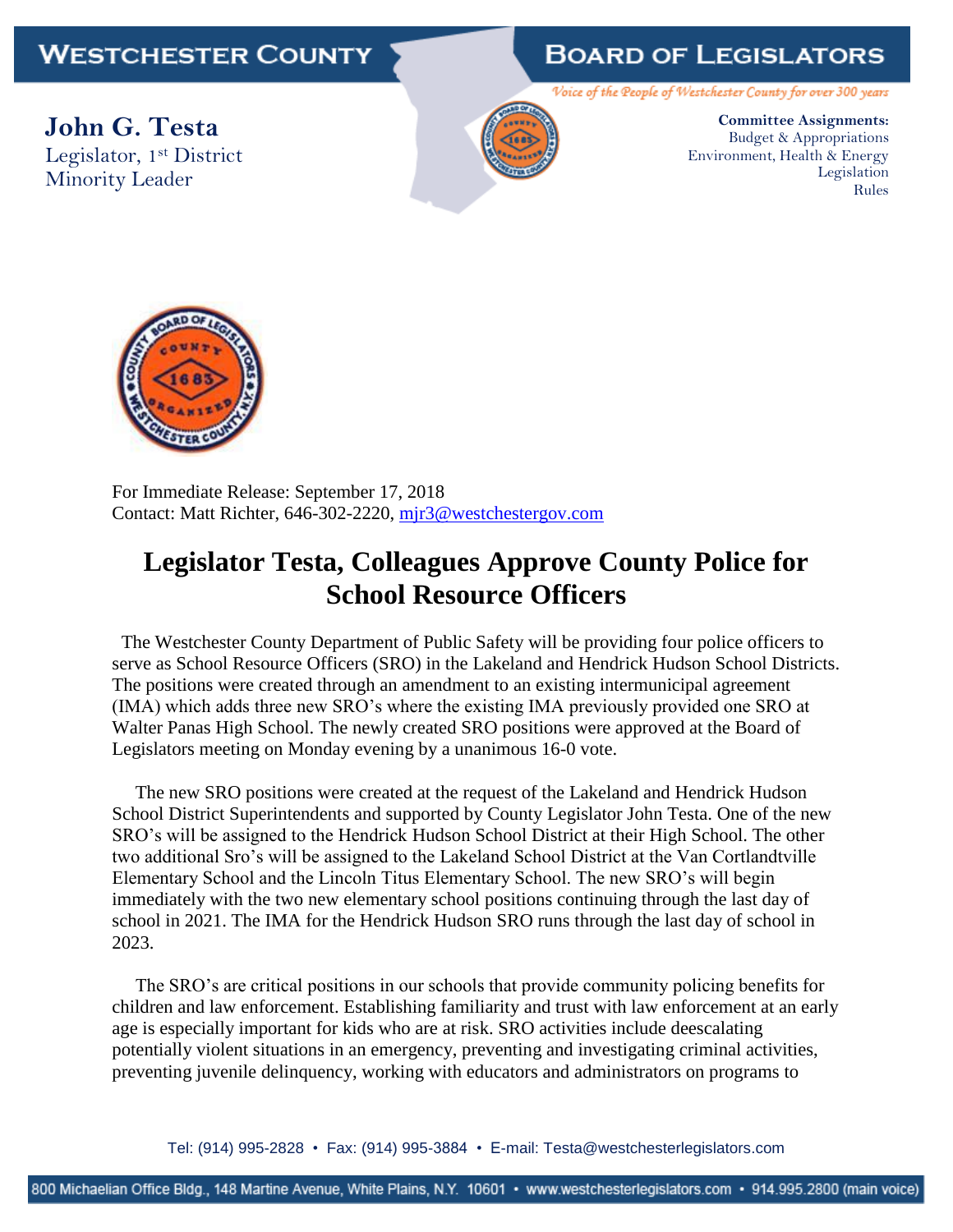**WESTCHESTER COUNTY** **BOARD OF LEGISLATORS**

*Voice of the People of Westchester County for over 300 years*

**John G. Testa**
Legislator, 1st District
Minority Leader

**Committee Assignments:**
Budget & Appropriations
Environment, Health & Energy
Legislation
Rules

For Immediate Release: September 17, 2018
Contact: Matt Richter, 646-302-2220, mjr3@westchestergov.com

# Legislator Testa, Colleagues Approve County Police for School Resource Officers

The Westchester County Department of Public Safety will be providing four police officers to serve as School Resource Officers (SRO) in the Lakeland and Hendrick Hudson School Districts. The positions were created through an amendment to an existing intermunicipal agreement (IMA) which adds three new SRO's where the existing IMA previously provided one SRO at Walter Panas High School. The newly created SRO positions were approved at the Board of Legislators meeting on Monday evening by a unanimous 16-0 vote.

The new SRO positions were created at the request of the Lakeland and Hendrick Hudson School District Superintendents and supported by County Legislator John Testa. One of the new SRO's will be assigned to the Hendrick Hudson School District at their High School. The other two additional Sro's will be assigned to the Lakeland School District at the Van Cortlandtville Elementary School and the Lincoln Titus Elementary School. The new SRO's will begin immediately with the two new elementary school positions continuing through the last day of school in 2021. The IMA for the Hendrick Hudson SRO runs through the last day of school in 2023.

The SRO's are critical positions in our schools that provide community policing benefits for children and law enforcement. Establishing familiarity and trust with law enforcement at an early age is especially important for kids who are at risk. SRO activities include deescalating potentially violent situations in an emergency, preventing and investigating criminal activities, preventing juvenile delinquency, working with educators and administrators on programs to

Tel: (914) 995-2828 • Fax: (914) 995-3884 • E-mail: Testa@westchesterlegislators.com

800 Michaelian Office Bldg., 148 Martine Avenue, White Plains, N.Y. 10601 • www.westchesterlegislators.com • 914.995.2800 (main voice)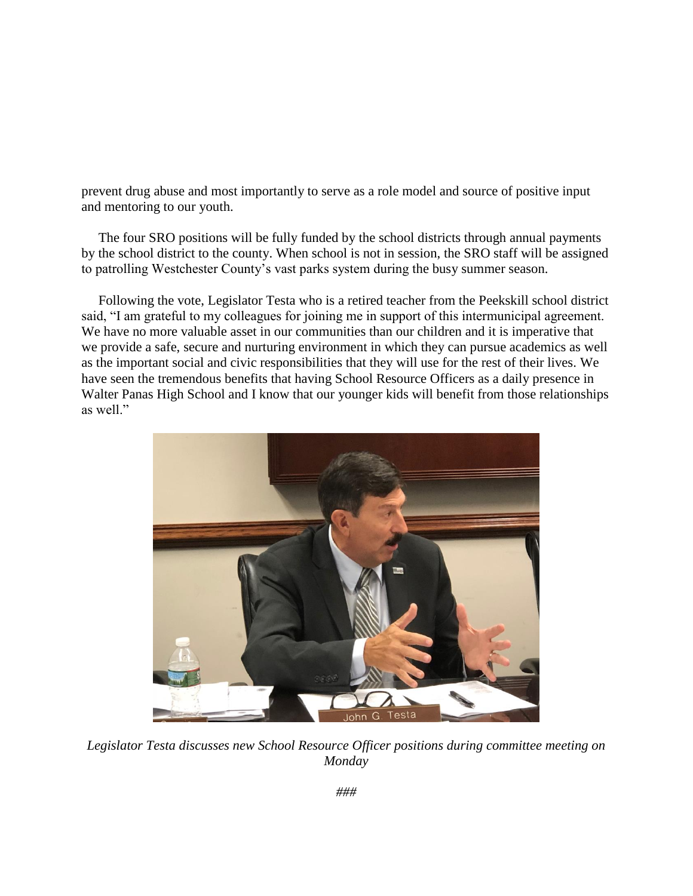prevent drug abuse and most importantly to serve as a role model and source of positive input and mentoring to our youth.

The four SRO positions will be fully funded by the school districts through annual payments by the school district to the county. When school is not in session, the SRO staff will be assigned to patrolling Westchester County's vast parks system during the busy summer season.

Following the vote, Legislator Testa who is a retired teacher from the Peekskill school district said, "I am grateful to my colleagues for joining me in support of this intermunicipal agreement. We have no more valuable asset in our communities than our children and it is imperative that we provide a safe, secure and nurturing environment in which they can pursue academics as well as the important social and civic responsibilities that they will use for the rest of their lives. We have seen the tremendous benefits that having School Resource Officers as a daily presence in Walter Panas High School and I know that our younger kids will benefit from those relationships as well."

*Legislator Testa discusses new School Resource Officer positions during committee meeting on Monday*

*###*